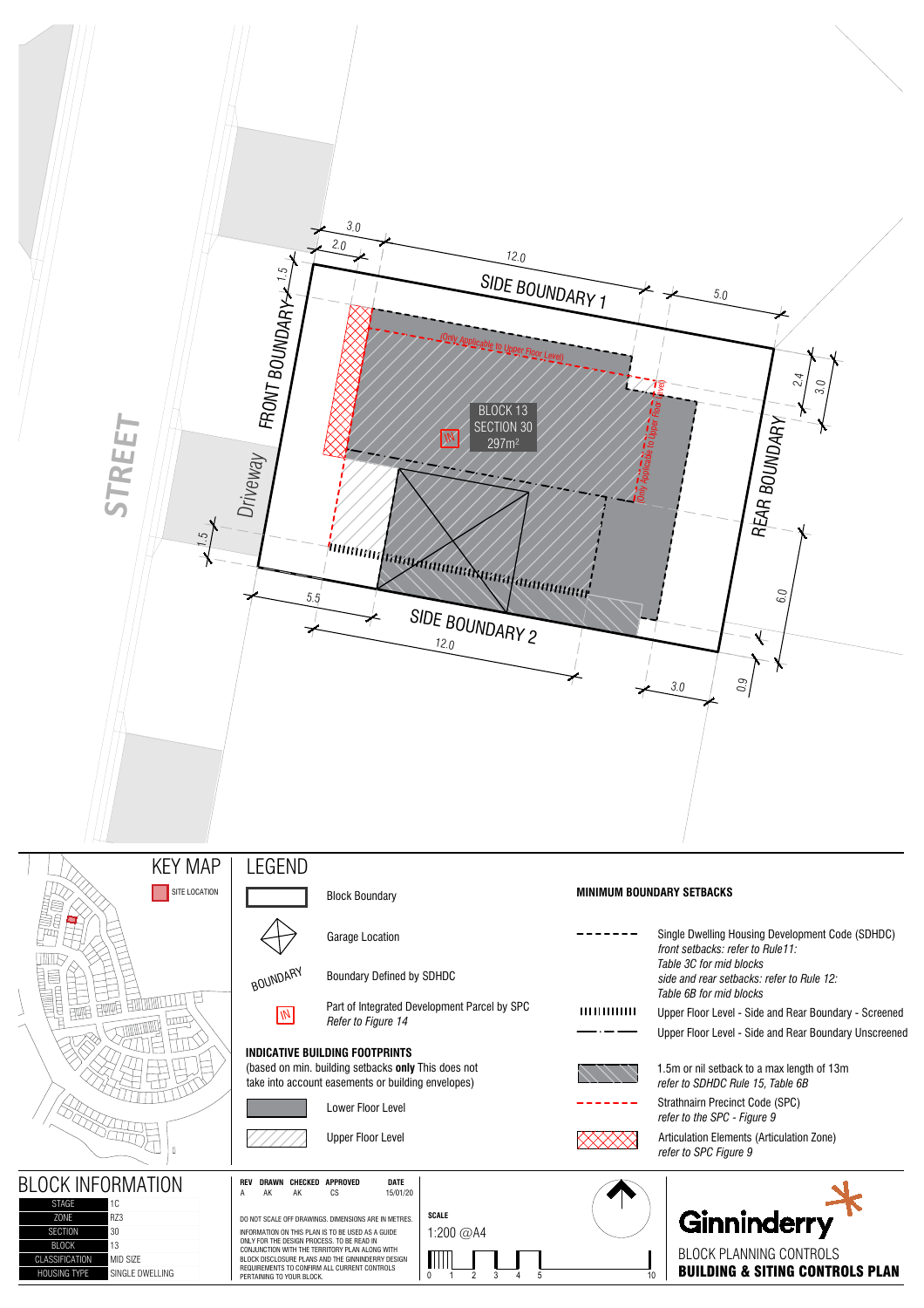# BUILDING & SITING CONTROLS PLAN

STREET

FRONT BOUNDARY

SIDE BOUNDARY 1

SIDE BOUNDARY 2

REAR BOUNDARY

Driveway

BLOCK 13
SECTION 30
297m²

(Only Applicable to Upper Floor Level)

Dimensions: 3.0, 2.0, 12.0, 5.0, 1.5, 2.4, 3.0, 1.5, 5.5, 12.0, 6.0, 3.0, 0.9

## KEY MAP

SITE LOCATION

## LEGEND

- Block Boundary
- Garage Location
- BOUNDARY — Boundary Defined by SDHDC
- IN — Part of Integrated Development Parcel by SPC *Refer to Figure 14*

**INDICATIVE BUILDING FOOTPRINTS**
(based on min. building setbacks **only** This does not take into account easements or building envelopes)

- Lower Floor Level
- Upper Floor Level

**MINIMUM BOUNDARY SETBACKS**

- Single Dwelling Housing Development Code (SDHDC) *front setbacks: refer to Rule11: Table 3C for mid blocks side and rear setbacks: refer to Rule 12: Table 6B for mid blocks*
- Upper Floor Level - Side and Rear Boundary - Screened
- Upper Floor Level - Side and Rear Boundary Unscreened
- 1.5m or nil setback to a max length of 13m *refer to SDHDC Rule 15, Table 6B*
- Strathnairn Precinct Code (SPC) *refer to the SPC - Figure 9*
- Articulation Elements (Articulation Zone) *refer to SPC Figure 9*

## BLOCK INFORMATION

| | |
|---|---|
| STAGE | 1C |
| ZONE | RZ3 |
| SECTION | 30 |
| BLOCK | 13 |
| CLASSIFICATION | MID SIZE |
| HOUSING TYPE | SINGLE DWELLING |

| REV | DRAWN | CHECKED | APPROVED | DATE |
|---|---|---|---|---|
| A | AK | AK | CS | 15/01/20 |

DO NOT SCALE OFF DRAWINGS. DIMENSIONS ARE IN METRES.

INFORMATION ON THIS PLAN IS TO BE USED AS A GUIDE ONLY FOR THE DESIGN PROCESS. TO BE READ IN CONJUNCTION WITH THE TERRITORY PLAN ALONG WITH BLOCK DISCLOSURE PLANS AND THE GINNINDERRY DESIGN REQUIREMENTS TO CONFIRM ALL CURRENT CONTROLS PERTAINING TO YOUR BLOCK.

**SCALE**
1:200 @A4

0 1 2 3 4 5 10

Ginninderry

BLOCK PLANNING CONTROLS
**BUILDING & SITING CONTROLS PLAN**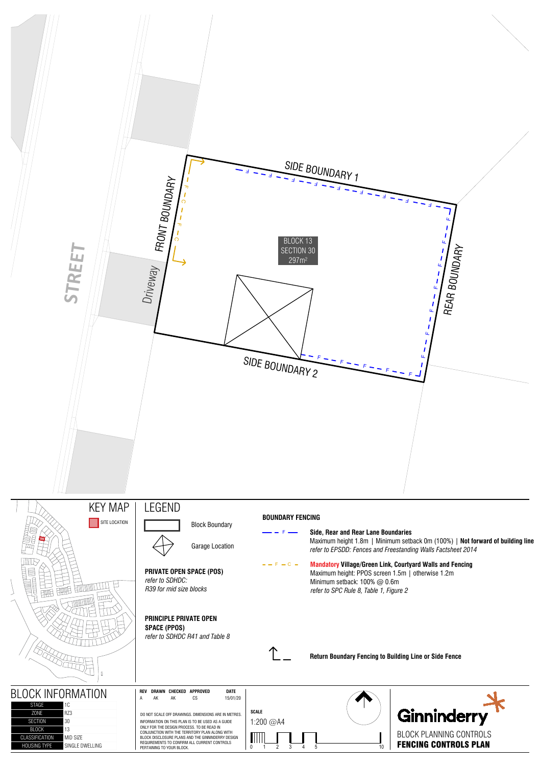STREET

FRONT BOUNDARY

Driveway

SIDE BOUNDARY 1

BLOCK 13
SECTION 30
297m²

REAR BOUNDARY

SIDE BOUNDARY 2

## KEY MAP

SITE LOCATION

## LEGEND

Block Boundary

Garage Location

**PRIVATE OPEN SPACE (POS)**
*refer to SDHDC:*
*R39 for mid size blocks*

**PRINCIPLE PRIVATE OPEN SPACE (PPOS)**
*refer to SDHDC R41 and Table 8*

**BOUNDARY FENCING**

**Side, Rear and Rear Lane Boundaries**
Maximum height 1.8m | Minimum setback 0m (100%) | **Not forward of building line**
*refer to EPSDD: Fences and Freestanding Walls Factsheet 2014*

**Mandatory Village/Green Link, Courtyard Walls and Fencing**
Maximum height: PPOS screen 1.5m | otherwise 1.2m
Minimum setback: 100% @ 0.6m
*refer to SPC Rule 8, Table 1, Figure 2*

**Return Boundary Fencing to Building Line or Side Fence**

## BLOCK INFORMATION

| | |
|---|---|
| STAGE | 1C |
| ZONE | RZ3 |
| SECTION | 30 |
| BLOCK | 13 |
| CLASSIFICATION | MID SIZE |
| HOUSING TYPE | SINGLE DWELLING |

| REV | DRAWN | CHECKED | APPROVED | DATE |
|---|---|---|---|---|
| A | AK | AK | CS | 15/01/20 |

DO NOT SCALE OFF DRAWINGS. DIMENSIONS ARE IN METRES. INFORMATION ON THIS PLAN IS TO BE USED AS A GUIDE ONLY FOR THE DESIGN PROCESS. TO BE READ IN CONJUNCTION WITH THE TERRITORY PLAN ALONG WITH BLOCK DISCLOSURE PLANS AND THE GINNINDERRY DESIGN REQUIREMENTS TO CONFIRM ALL CURRENT CONTROLS PERTAINING TO YOUR BLOCK.

**SCALE**
1:200 @A4

0 1 2 3 4 5 10

Ginninderry

BLOCK PLANNING CONTROLS
**FENCING CONTROLS PLAN**